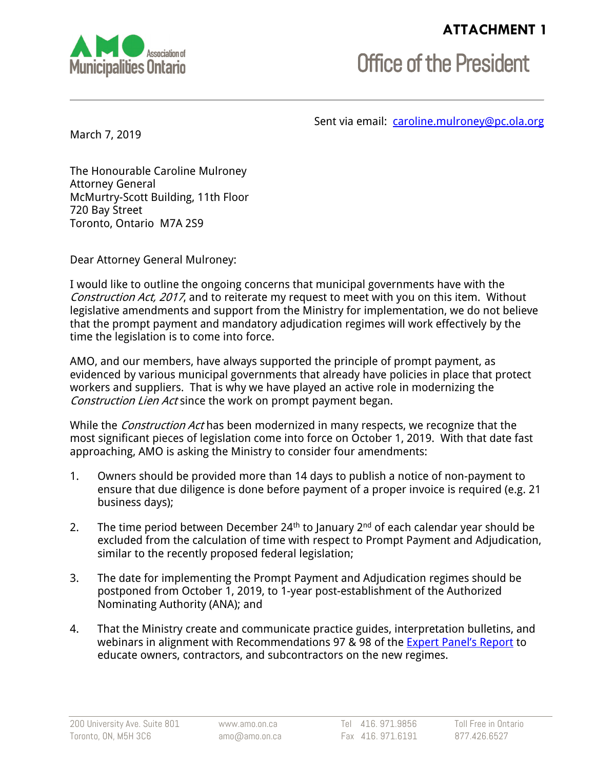**ATTACHMENT 1**

Association of Municipalities Ontario

Office of the President

Sent via email: [caroline.mulroney@pc.ola.org](mailto:caroline.mulroney@pc.ola.org)

March 7, 2019

The Honourable Caroline Mulroney
Attorney General
McMurtry-Scott Building, 11th Floor
720 Bay Street
Toronto, Ontario M7A 2S9

Dear Attorney General Mulroney:

I would like to outline the ongoing concerns that municipal governments have with the *Construction Act, 2017*, and to reiterate my request to meet with you on this item. Without legislative amendments and support from the Ministry for implementation, we do not believe that the prompt payment and mandatory adjudication regimes will work effectively by the time the legislation is to come into force.

AMO, and our members, have always supported the principle of prompt payment, as evidenced by various municipal governments that already have policies in place that protect workers and suppliers. That is why we have played an active role in modernizing the *Construction Lien Act* since the work on prompt payment began.

While the *Construction Act* has been modernized in many respects, we recognize that the most significant pieces of legislation come into force on October 1, 2019. With that date fast approaching, AMO is asking the Ministry to consider four amendments:

1. Owners should be provided more than 14 days to publish a notice of non-payment to ensure that due diligence is done before payment of a proper invoice is required (e.g. 21 business days);

2. The time period between December 24th to January 2nd of each calendar year should be excluded from the calculation of time with respect to Prompt Payment and Adjudication, similar to the recently proposed federal legislation;

3. The date for implementing the Prompt Payment and Adjudication regimes should be postponed from October 1, 2019, to 1-year post-establishment of the Authorized Nominating Authority (ANA); and

4. That the Ministry create and communicate practice guides, interpretation bulletins, and webinars in alignment with Recommendations 97 & 98 of the Expert Panel's Report to educate owners, contractors, and subcontractors on the new regimes.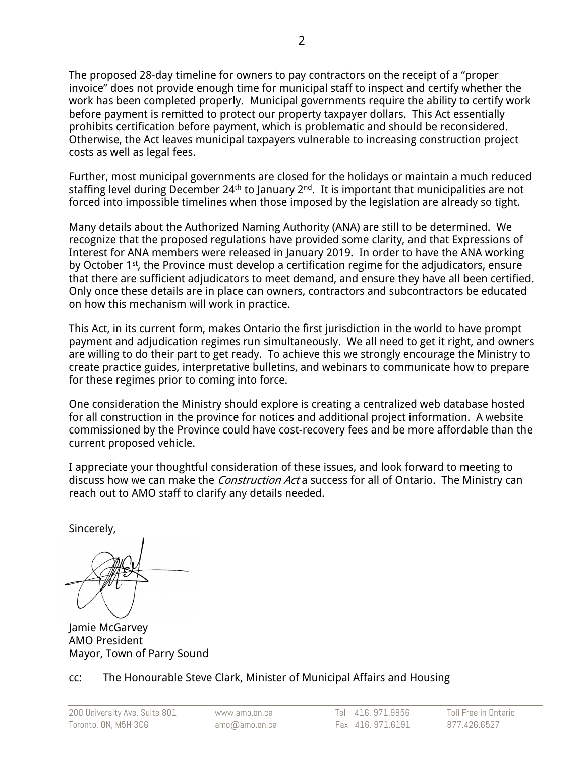The proposed 28-day timeline for owners to pay contractors on the receipt of a "proper invoice" does not provide enough time for municipal staff to inspect and certify whether the work has been completed properly. Municipal governments require the ability to certify work before payment is remitted to protect our property taxpayer dollars. This Act essentially prohibits certification before payment, which is problematic and should be reconsidered. Otherwise, the Act leaves municipal taxpayers vulnerable to increasing construction project costs as well as legal fees.

Further, most municipal governments are closed for the holidays or maintain a much reduced staffing level during December 24th to January 2nd. It is important that municipalities are not forced into impossible timelines when those imposed by the legislation are already so tight.

Many details about the Authorized Naming Authority (ANA) are still to be determined. We recognize that the proposed regulations have provided some clarity, and that Expressions of Interest for ANA members were released in January 2019. In order to have the ANA working by October 1st, the Province must develop a certification regime for the adjudicators, ensure that there are sufficient adjudicators to meet demand, and ensure they have all been certified. Only once these details are in place can owners, contractors and subcontractors be educated on how this mechanism will work in practice.

This Act, in its current form, makes Ontario the first jurisdiction in the world to have prompt payment and adjudication regimes run simultaneously. We all need to get it right, and owners are willing to do their part to get ready. To achieve this we strongly encourage the Ministry to create practice guides, interpretative bulletins, and webinars to communicate how to prepare for these regimes prior to coming into force.

One consideration the Ministry should explore is creating a centralized web database hosted for all construction in the province for notices and additional project information. A website commissioned by the Province could have cost-recovery fees and be more affordable than the current proposed vehicle.

I appreciate your thoughtful consideration of these issues, and look forward to meeting to discuss how we can make the *Construction Act* a success for all of Ontario. The Ministry can reach out to AMO staff to clarify any details needed.

Sincerely,

Jamie McGarvey
AMO President
Mayor, Town of Parry Sound

cc: The Honourable Steve Clark, Minister of Municipal Affairs and Housing

200 University Ave. Suite 801 Toronto, ON, M5H 3C6 | www.amo.on.ca amo@amo.on.ca | Tel 416. 971.9856 Fax 416. 971.6191 | Toll Free in Ontario 877.426.6527